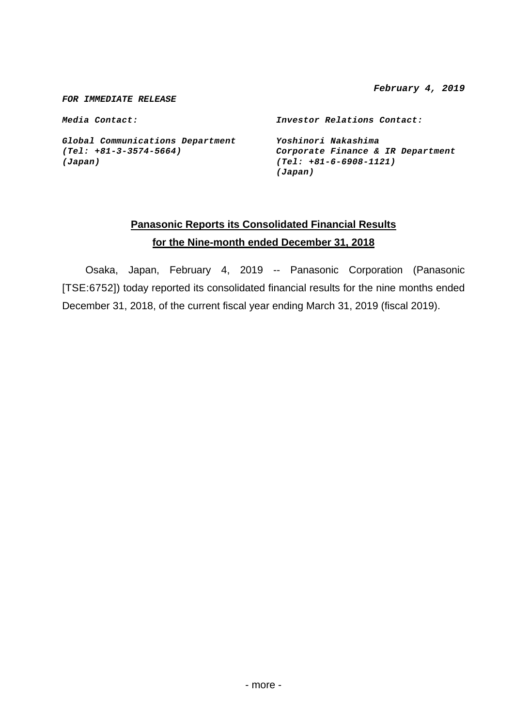***February 4, 2019***

***FOR IMMEDIATE RELEASE***

***Media Contact:***

***Global Communications Department***
***(Tel: +81-3-3574-5664)***
***(Japan)***

***Investor Relations Contact:***

***Yoshinori Nakashima***
***Corporate Finance & IR Department***
***(Tel: +81-6-6908-1121)***
***(Japan)***

## Panasonic Reports its Consolidated Financial Results for the Nine-month ended December 31, 2018

Osaka, Japan, February 4, 2019 -- Panasonic Corporation (Panasonic [TSE:6752]) today reported its consolidated financial results for the nine months ended December 31, 2018, of the current fiscal year ending March 31, 2019 (fiscal 2019).

- more -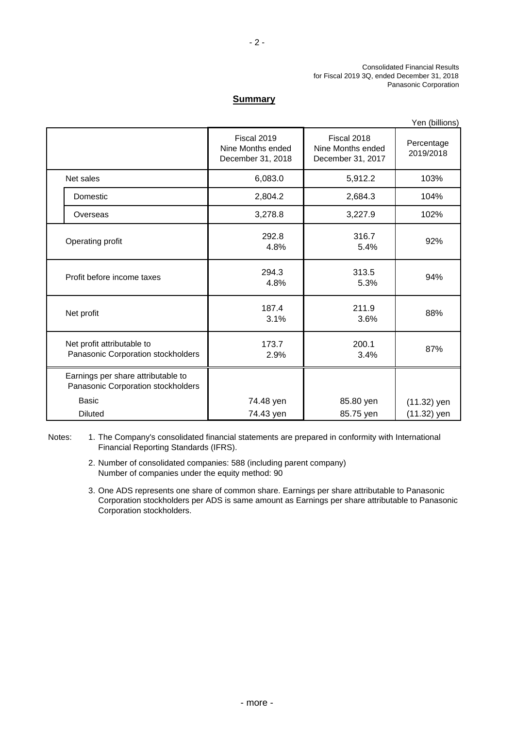Consolidated Financial Results
for Fiscal 2019 3Q, ended December 31, 2018
Panasonic Corporation

## Summary

Yen (billions)

| | Fiscal 2019 Nine Months ended December 31, 2018 | Fiscal 2018 Nine Months ended December 31, 2017 | Percentage 2019/2018 |
|---|---|---|---|
| Net sales | 6,083.0 | 5,912.2 | 103% |
| Domestic | 2,804.2 | 2,684.3 | 104% |
| Overseas | 3,278.8 | 3,227.9 | 102% |
| Operating profit | 292.8<br>4.8% | 316.7<br>5.4% | 92% |
| Profit before income taxes | 294.3<br>4.8% | 313.5<br>5.3% | 94% |
| Net profit | 187.4<br>3.1% | 211.9<br>3.6% | 88% |
| Net profit attributable to Panasonic Corporation stockholders | 173.7<br>2.9% | 200.1<br>3.4% | 87% |
| Earnings per share attributable to Panasonic Corporation stockholders | | | |
| Basic | 74.48 yen | 85.80 yen | (11.32) yen |
| Diluted | 74.43 yen | 85.75 yen | (11.32) yen |

Notes:
1. The Company's consolidated financial statements are prepared in conformity with International Financial Reporting Standards (IFRS).
2. Number of consolidated companies: 588 (including parent company)
   Number of companies under the equity method: 90
3. One ADS represents one share of common share. Earnings per share attributable to Panasonic Corporation stockholders per ADS is same amount as Earnings per share attributable to Panasonic Corporation stockholders.

- more -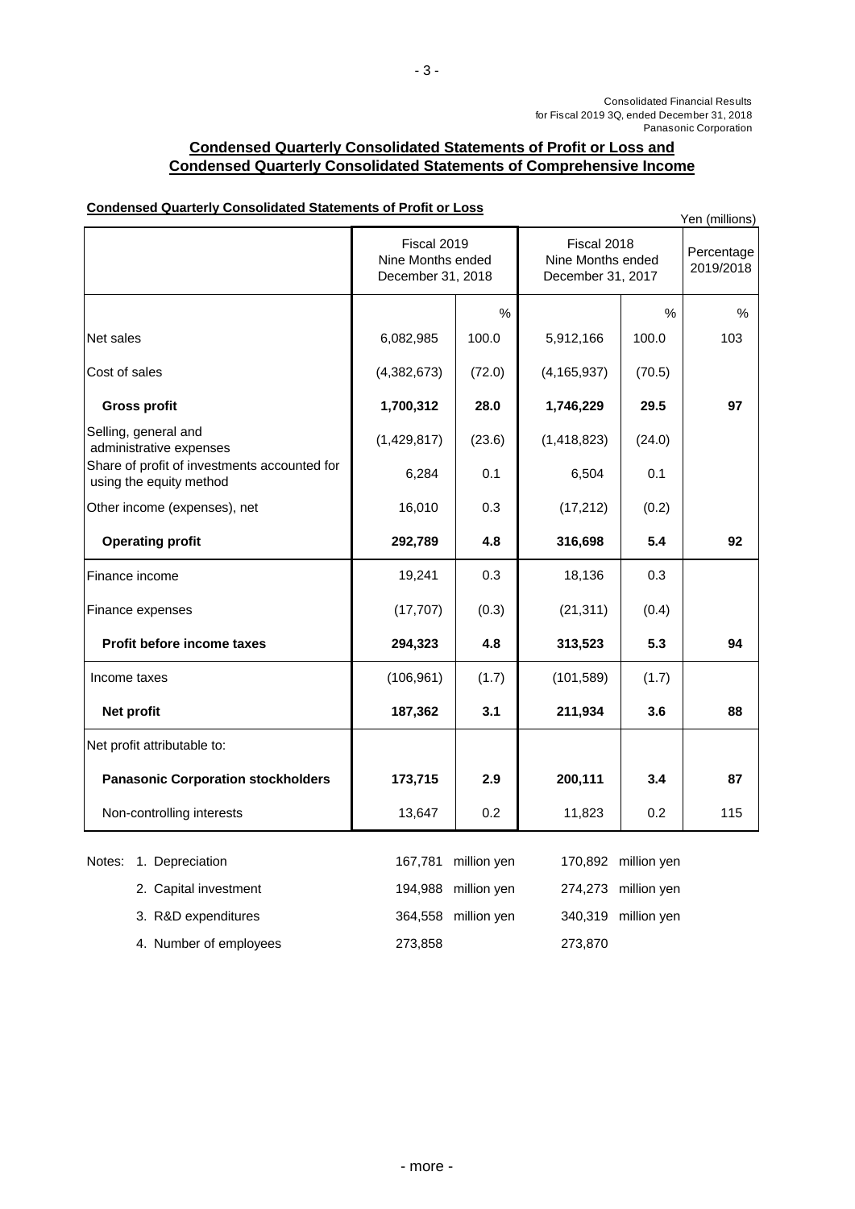Consolidated Financial Results
for Fiscal 2019 3Q, ended December 31, 2018
Panasonic Corporation

## Condensed Quarterly Consolidated Statements of Profit or Loss and Condensed Quarterly Consolidated Statements of Comprehensive Income

### Condensed Quarterly Consolidated Statements of Profit or Loss

Yen (millions)

| | Fiscal 2019 Nine Months ended December 31, 2018 | | Fiscal 2018 Nine Months ended December 31, 2017 | | Percentage 2019/2018 |
|---|---|---|---|---|---|
| | | % | | % | % |
| Net sales | 6,082,985 | 100.0 | 5,912,166 | 100.0 | 103 |
| Cost of sales | (4,382,673) | (72.0) | (4,165,937) | (70.5) | |
| **Gross profit** | **1,700,312** | **28.0** | **1,746,229** | **29.5** | **97** |
| Selling, general and administrative expenses | (1,429,817) | (23.6) | (1,418,823) | (24.0) | |
| Share of profit of investments accounted for using the equity method | 6,284 | 0.1 | 6,504 | 0.1 | |
| Other income (expenses), net | 16,010 | 0.3 | (17,212) | (0.2) | |
| **Operating profit** | **292,789** | **4.8** | **316,698** | **5.4** | **92** |
| Finance income | 19,241 | 0.3 | 18,136 | 0.3 | |
| Finance expenses | (17,707) | (0.3) | (21,311) | (0.4) | |
| **Profit before income taxes** | **294,323** | **4.8** | **313,523** | **5.3** | **94** |
| Income taxes | (106,961) | (1.7) | (101,589) | (1.7) | |
| **Net profit** | **187,362** | **3.1** | **211,934** | **3.6** | **88** |
| Net profit attributable to: | | | | | |
| **Panasonic Corporation stockholders** | **173,715** | **2.9** | **200,111** | **3.4** | **87** |
| Non-controlling interests | 13,647 | 0.2 | 11,823 | 0.2 | 115 |

| Notes: | | | |
|---|---|---|---|
| 1. Depreciation | 167,781 million yen | 170,892 million yen |
| 2. Capital investment | 194,988 million yen | 274,273 million yen |
| 3. R&D expenditures | 364,558 million yen | 340,319 million yen |
| 4. Number of employees | 273,858 | 273,870 |

- more -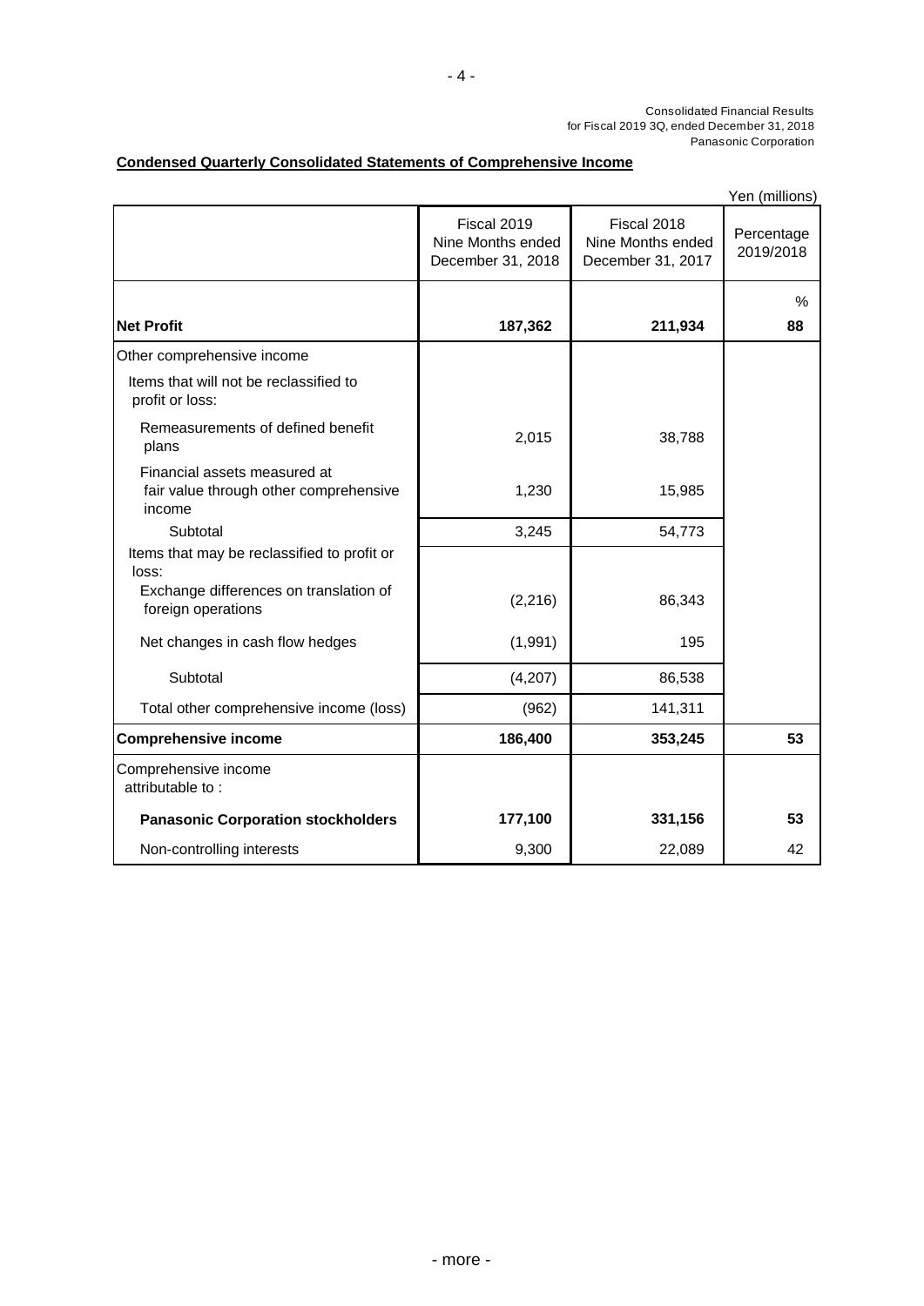Consolidated Financial Results
for Fiscal 2019 3Q, ended December 31, 2018
Panasonic Corporation

**Condensed Quarterly Consolidated Statements of Comprehensive Income**

Yen (millions)

| | Fiscal 2019 Nine Months ended December 31, 2018 | Fiscal 2018 Nine Months ended December 31, 2017 | Percentage 2019/2018 |
|---|---|---|---|
| | | | % |
| **Net Profit** | **187,362** | **211,934** | **88** |
| Other comprehensive income | | | |
| Items that will not be reclassified to profit or loss: | | | |
| Remeasurements of defined benefit plans | 2,015 | 38,788 | |
| Financial assets measured at fair value through other comprehensive income | 1,230 | 15,985 | |
| Subtotal | 3,245 | 54,773 | |
| Items that may be reclassified to profit or loss: | | | |
| Exchange differences on translation of foreign operations | (2,216) | 86,343 | |
| Net changes in cash flow hedges | (1,991) | 195 | |
| Subtotal | (4,207) | 86,538 | |
| Total other comprehensive income (loss) | (962) | 141,311 | |
| **Comprehensive income** | **186,400** | **353,245** | **53** |
| Comprehensive income attributable to : | | | |
| **Panasonic Corporation stockholders** | **177,100** | **331,156** | **53** |
| Non-controlling interests | 9,300 | 22,089 | 42 |

- more -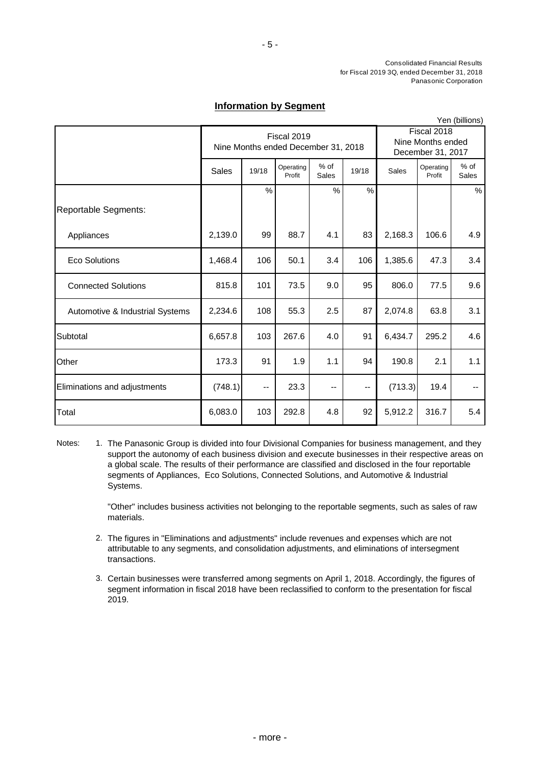Consolidated Financial Results
for Fiscal 2019 3Q, ended December 31, 2018
Panasonic Corporation

## Information by Segment

Yen (billions)

| | Fiscal 2019 Nine Months ended December 31, 2018 | | | | | Fiscal 2018 Nine Months ended December 31, 2017 | | |
|---|---|---|---|---|---|---|---|---|
| | Sales | 19/18 | Operating Profit | % of Sales | 19/18 | Sales | Operating Profit | % of Sales |
| | | % | | % | % | | | % |
| Reportable Segments: | | | | | | | | |
| Appliances | 2,139.0 | 99 | 88.7 | 4.1 | 83 | 2,168.3 | 106.6 | 4.9 |
| Eco Solutions | 1,468.4 | 106 | 50.1 | 3.4 | 106 | 1,385.6 | 47.3 | 3.4 |
| Connected Solutions | 815.8 | 101 | 73.5 | 9.0 | 95 | 806.0 | 77.5 | 9.6 |
| Automotive & Industrial Systems | 2,234.6 | 108 | 55.3 | 2.5 | 87 | 2,074.8 | 63.8 | 3.1 |
| Subtotal | 6,657.8 | 103 | 267.6 | 4.0 | 91 | 6,434.7 | 295.2 | 4.6 |
| Other | 173.3 | 91 | 1.9 | 1.1 | 94 | 190.8 | 2.1 | 1.1 |
| Eliminations and adjustments | (748.1) | -- | 23.3 | -- | -- | (713.3) | 19.4 | -- |
| Total | 6,083.0 | 103 | 292.8 | 4.8 | 92 | 5,912.2 | 316.7 | 5.4 |

Notes:

1. The Panasonic Group is divided into four Divisional Companies for business management, and they support the autonomy of each business division and execute businesses in their respective areas on a global scale. The results of their performance are classified and disclosed in the four reportable segments of Appliances, Eco Solutions, Connected Solutions, and Automotive & Industrial Systems.

   "Other" includes business activities not belonging to the reportable segments, such as sales of raw materials.

2. The figures in "Eliminations and adjustments" include revenues and expenses which are not attributable to any segments, and consolidation adjustments, and eliminations of intersegment transactions.

3. Certain businesses were transferred among segments on April 1, 2018. Accordingly, the figures of segment information in fiscal 2018 have been reclassified to conform to the presentation for fiscal 2019.

- more -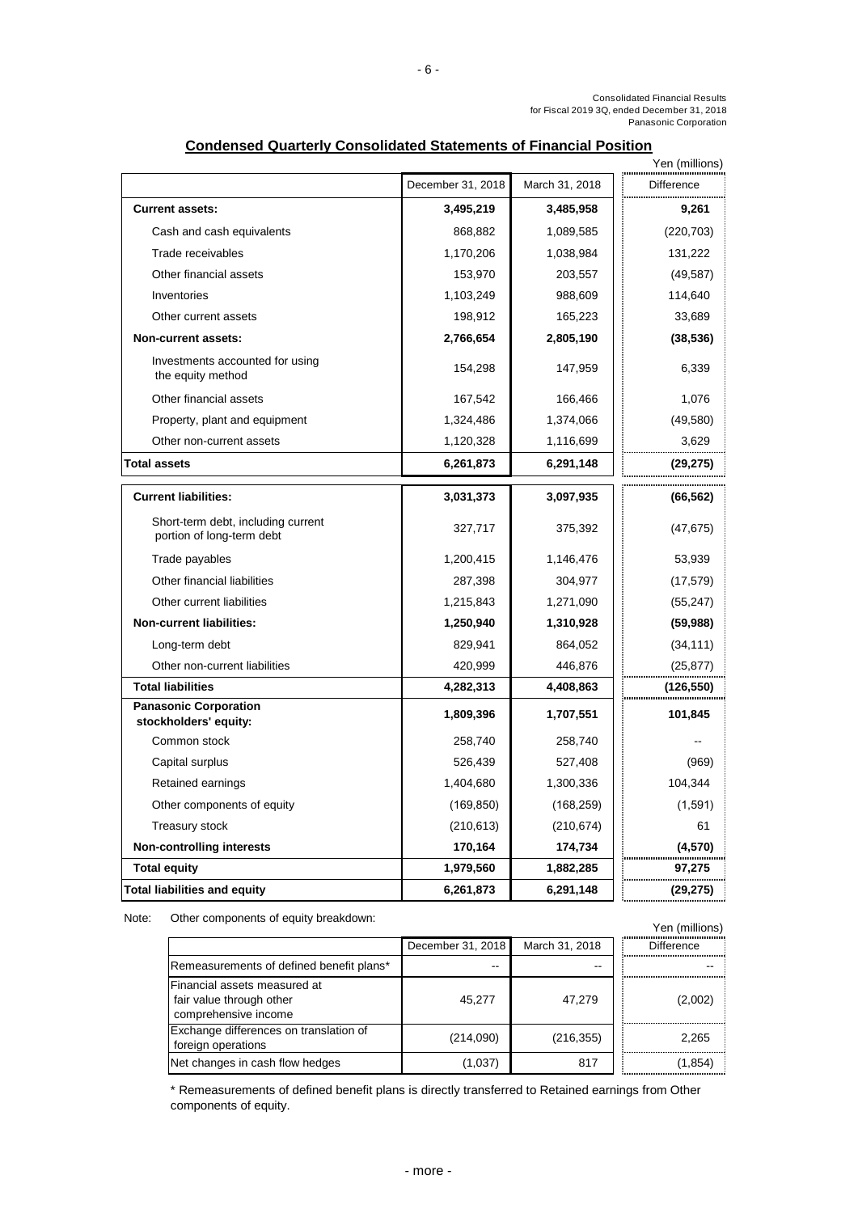## Condensed Quarterly Consolidated Statements of Financial Position

Yen (millions)

| | December 31, 2018 | March 31, 2018 | Difference |
|---|---|---|---|
| **Current assets:** | **3,495,219** | **3,485,958** | **9,261** |
| Cash and cash equivalents | 868,882 | 1,089,585 | (220,703) |
| Trade receivables | 1,170,206 | 1,038,984 | 131,222 |
| Other financial assets | 153,970 | 203,557 | (49,587) |
| Inventories | 1,103,249 | 988,609 | 114,640 |
| Other current assets | 198,912 | 165,223 | 33,689 |
| **Non-current assets:** | **2,766,654** | **2,805,190** | **(38,536)** |
| Investments accounted for using the equity method | 154,298 | 147,959 | 6,339 |
| Other financial assets | 167,542 | 166,466 | 1,076 |
| Property, plant and equipment | 1,324,486 | 1,374,066 | (49,580) |
| Other non-current assets | 1,120,328 | 1,116,699 | 3,629 |
| **Total assets** | **6,261,873** | **6,291,148** | **(29,275)** |
| **Current liabilities:** | **3,031,373** | **3,097,935** | **(66,562)** |
| Short-term debt, including current portion of long-term debt | 327,717 | 375,392 | (47,675) |
| Trade payables | 1,200,415 | 1,146,476 | 53,939 |
| Other financial liabilities | 287,398 | 304,977 | (17,579) |
| Other current liabilities | 1,215,843 | 1,271,090 | (55,247) |
| **Non-current liabilities:** | **1,250,940** | **1,310,928** | **(59,988)** |
| Long-term debt | 829,941 | 864,052 | (34,111) |
| Other non-current liabilities | 420,999 | 446,876 | (25,877) |
| **Total liabilities** | **4,282,313** | **4,408,863** | **(126,550)** |
| **Panasonic Corporation stockholders' equity:** | **1,809,396** | **1,707,551** | **101,845** |
| Common stock | 258,740 | 258,740 | -- |
| Capital surplus | 526,439 | 527,408 | (969) |
| Retained earnings | 1,404,680 | 1,300,336 | 104,344 |
| Other components of equity | (169,850) | (168,259) | (1,591) |
| Treasury stock | (210,613) | (210,674) | 61 |
| **Non-controlling interests** | **170,164** | **174,734** | **(4,570)** |
| **Total equity** | **1,979,560** | **1,882,285** | **97,275** |
| **Total liabilities and equity** | **6,261,873** | **6,291,148** | **(29,275)** |

Note: Other components of equity breakdown:

Yen (millions)

| | December 31, 2018 | March 31, 2018 | Difference |
|---|---|---|---|
| Remeasurements of defined benefit plans* | -- | -- | -- |
| Financial assets measured at fair value through other comprehensive income | 45,277 | 47,279 | (2,002) |
| Exchange differences on translation of foreign operations | (214,090) | (216,355) | 2,265 |
| Net changes in cash flow hedges | (1,037) | 817 | (1,854) |

* Remeasurements of defined benefit plans is directly transferred to Retained earnings from Other components of equity.

- more -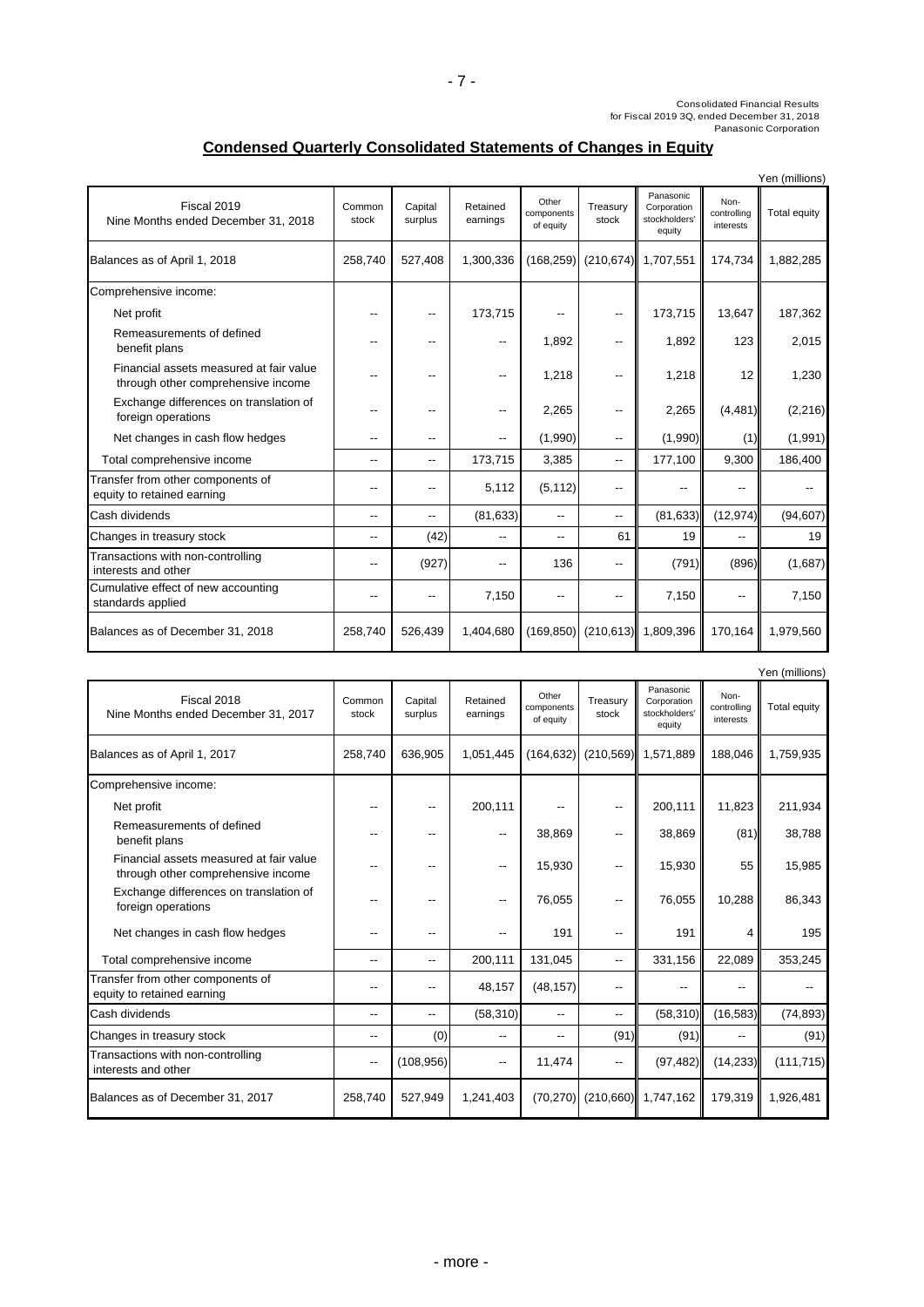Consolidated Financial Results
for Fiscal 2019 3Q, ended December 31, 2018
Panasonic Corporation

## Condensed Quarterly Consolidated Statements of Changes in Equity

Yen (millions)

| Fiscal 2019 Nine Months ended December 31, 2018 | Common stock | Capital surplus | Retained earnings | Other components of equity | Treasury stock | Panasonic Corporation stockholders' equity | Non-controlling interests | Total equity |
|---|---|---|---|---|---|---|---|---|
| Balances as of April 1, 2018 | 258,740 | 527,408 | 1,300,336 | (168,259) | (210,674) | 1,707,551 | 174,734 | 1,882,285 |
| Comprehensive income: | | | | | | | | |
| Net profit | -- | -- | 173,715 | -- | -- | 173,715 | 13,647 | 187,362 |
| Remeasurements of defined benefit plans | -- | -- | -- | 1,892 | -- | 1,892 | 123 | 2,015 |
| Financial assets measured at fair value through other comprehensive income | -- | -- | -- | 1,218 | -- | 1,218 | 12 | 1,230 |
| Exchange differences on translation of foreign operations | -- | -- | -- | 2,265 | -- | 2,265 | (4,481) | (2,216) |
| Net changes in cash flow hedges | -- | -- | -- | (1,990) | -- | (1,990) | (1) | (1,991) |
| Total comprehensive income | -- | -- | 173,715 | 3,385 | -- | 177,100 | 9,300 | 186,400 |
| Transfer from other components of equity to retained earning | -- | -- | 5,112 | (5,112) | -- | -- | -- | -- |
| Cash dividends | -- | -- | (81,633) | -- | -- | (81,633) | (12,974) | (94,607) |
| Changes in treasury stock | -- | (42) | -- | -- | 61 | 19 | -- | 19 |
| Transactions with non-controlling interests and other | -- | (927) | -- | 136 | -- | (791) | (896) | (1,687) |
| Cumulative effect of new accounting standards applied | -- | -- | 7,150 | -- | -- | 7,150 | -- | 7,150 |
| Balances as of December 31, 2018 | 258,740 | 526,439 | 1,404,680 | (169,850) | (210,613) | 1,809,396 | 170,164 | 1,979,560 |

Yen (millions)

| Fiscal 2018 Nine Months ended December 31, 2017 | Common stock | Capital surplus | Retained earnings | Other components of equity | Treasury stock | Panasonic Corporation stockholders' equity | Non-controlling interests | Total equity |
|---|---|---|---|---|---|---|---|---|
| Balances as of April 1, 2017 | 258,740 | 636,905 | 1,051,445 | (164,632) | (210,569) | 1,571,889 | 188,046 | 1,759,935 |
| Comprehensive income: | | | | | | | | |
| Net profit | -- | -- | 200,111 | -- | -- | 200,111 | 11,823 | 211,934 |
| Remeasurements of defined benefit plans | -- | -- | -- | 38,869 | -- | 38,869 | (81) | 38,788 |
| Financial assets measured at fair value through other comprehensive income | -- | -- | -- | 15,930 | -- | 15,930 | 55 | 15,985 |
| Exchange differences on translation of foreign operations | -- | -- | -- | 76,055 | -- | 76,055 | 10,288 | 86,343 |
| Net changes in cash flow hedges | -- | -- | -- | 191 | -- | 191 | 4 | 195 |
| Total comprehensive income | -- | -- | 200,111 | 131,045 | -- | 331,156 | 22,089 | 353,245 |
| Transfer from other components of equity to retained earning | -- | -- | 48,157 | (48,157) | -- | -- | -- | -- |
| Cash dividends | -- | -- | (58,310) | -- | -- | (58,310) | (16,583) | (74,893) |
| Changes in treasury stock | -- | (0) | -- | -- | (91) | (91) | -- | (91) |
| Transactions with non-controlling interests and other | -- | (108,956) | -- | 11,474 | -- | (97,482) | (14,233) | (111,715) |
| Balances as of December 31, 2017 | 258,740 | 527,949 | 1,241,403 | (70,270) | (210,660) | 1,747,162 | 179,319 | 1,926,481 |

- more -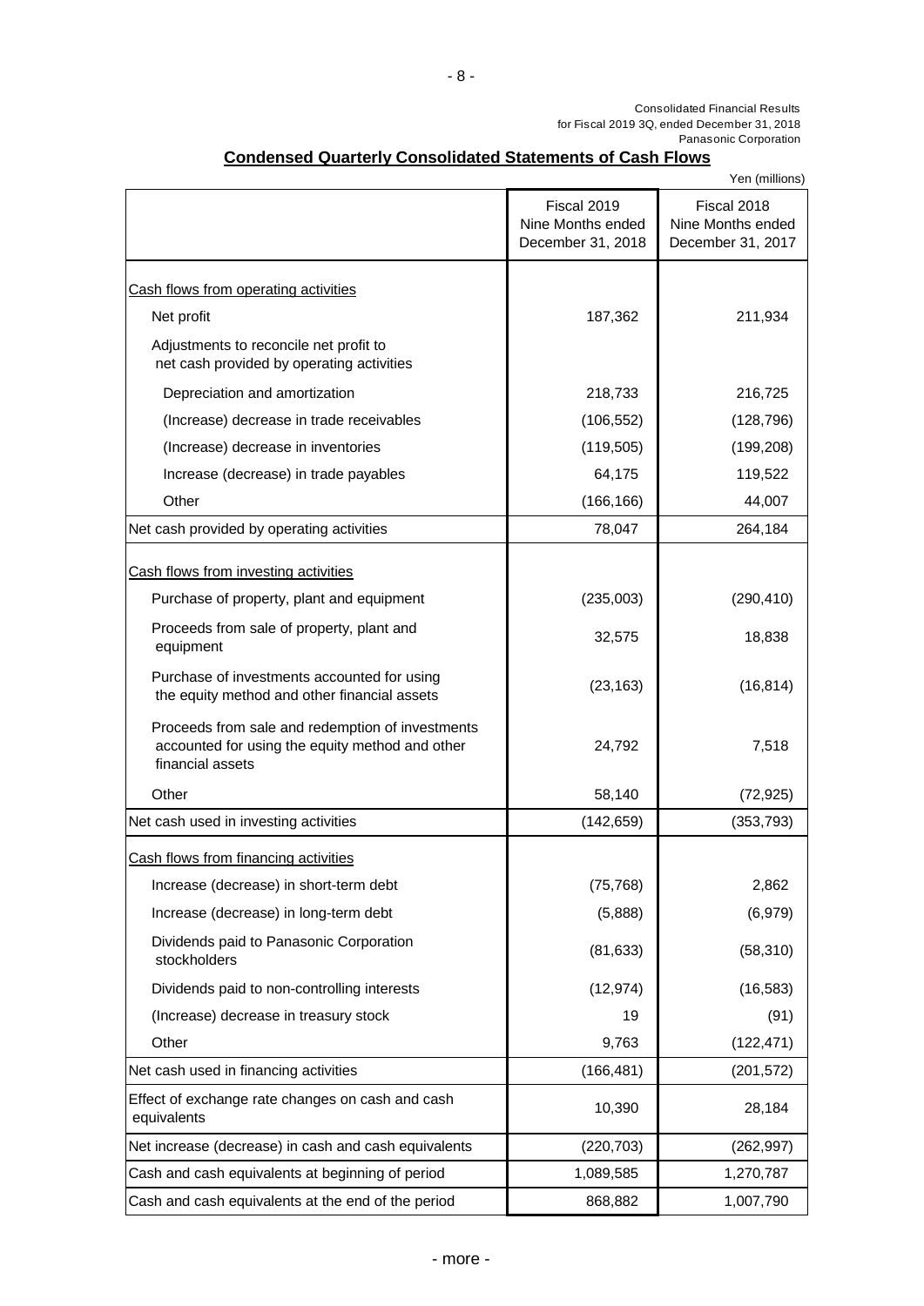Consolidated Financial Results
for Fiscal 2019 3Q, ended December 31, 2018
Panasonic Corporation

## Condensed Quarterly Consolidated Statements of Cash Flows

Yen (millions)

| | Fiscal 2019 Nine Months ended December 31, 2018 | Fiscal 2018 Nine Months ended December 31, 2017 |
|---|---|---|
| Cash flows from operating activities | | |
| Net profit | 187,362 | 211,934 |
| Adjustments to reconcile net profit to net cash provided by operating activities | | |
| Depreciation and amortization | 218,733 | 216,725 |
| (Increase) decrease in trade receivables | (106,552) | (128,796) |
| (Increase) decrease in inventories | (119,505) | (199,208) |
| Increase (decrease) in trade payables | 64,175 | 119,522 |
| Other | (166,166) | 44,007 |
| Net cash provided by operating activities | 78,047 | 264,184 |
| Cash flows from investing activities | | |
| Purchase of property, plant and equipment | (235,003) | (290,410) |
| Proceeds from sale of property, plant and equipment | 32,575 | 18,838 |
| Purchase of investments accounted for using the equity method and other financial assets | (23,163) | (16,814) |
| Proceeds from sale and redemption of investments accounted for using the equity method and other financial assets | 24,792 | 7,518 |
| Other | 58,140 | (72,925) |
| Net cash used in investing activities | (142,659) | (353,793) |
| Cash flows from financing activities | | |
| Increase (decrease) in short-term debt | (75,768) | 2,862 |
| Increase (decrease) in long-term debt | (5,888) | (6,979) |
| Dividends paid to Panasonic Corporation stockholders | (81,633) | (58,310) |
| Dividends paid to non-controlling interests | (12,974) | (16,583) |
| (Increase) decrease in treasury stock | 19 | (91) |
| Other | 9,763 | (122,471) |
| Net cash used in financing activities | (166,481) | (201,572) |
| Effect of exchange rate changes on cash and cash equivalents | 10,390 | 28,184 |
| Net increase (decrease) in cash and cash equivalents | (220,703) | (262,997) |
| Cash and cash equivalents at beginning of period | 1,089,585 | 1,270,787 |
| Cash and cash equivalents at the end of the period | 868,882 | 1,007,790 |

- more -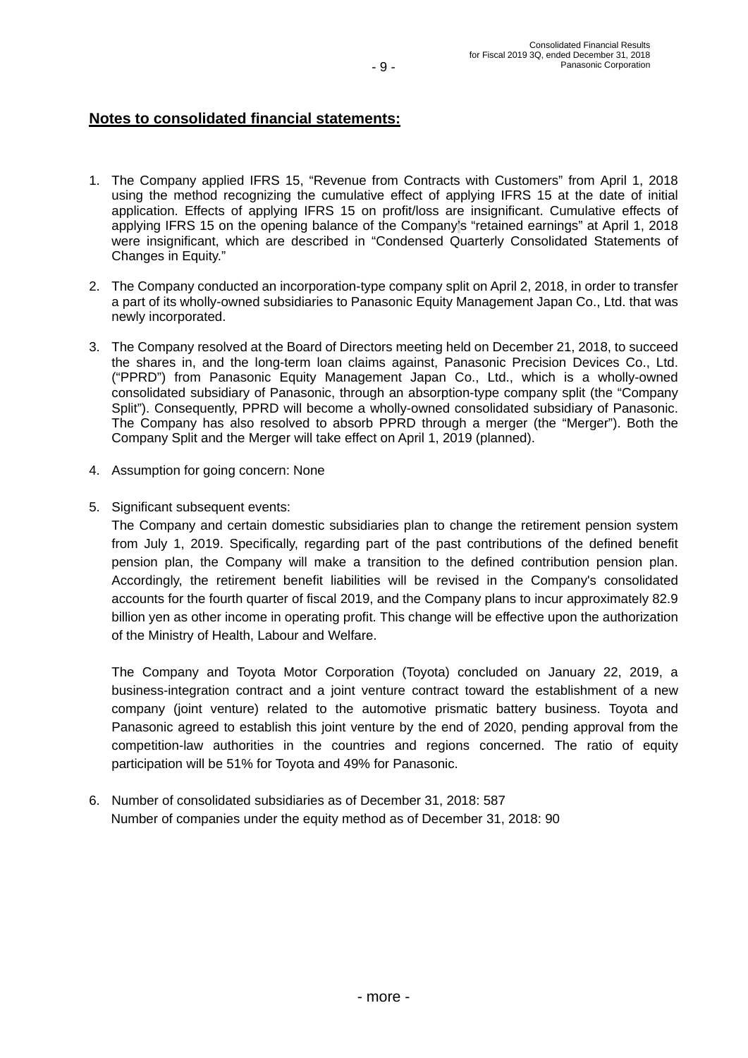## Notes to consolidated financial statements:

1. The Company applied IFRS 15, "Revenue from Contracts with Customers" from April 1, 2018 using the method recognizing the cumulative effect of applying IFRS 15 at the date of initial application. Effects of applying IFRS 15 on profit/loss are insignificant. Cumulative effects of applying IFRS 15 on the opening balance of the Company's "retained earnings" at April 1, 2018 were insignificant, which are described in "Condensed Quarterly Consolidated Statements of Changes in Equity."

2. The Company conducted an incorporation-type company split on April 2, 2018, in order to transfer a part of its wholly-owned subsidiaries to Panasonic Equity Management Japan Co., Ltd. that was newly incorporated.

3. The Company resolved at the Board of Directors meeting held on December 21, 2018, to succeed the shares in, and the long-term loan claims against, Panasonic Precision Devices Co., Ltd. ("PPRD") from Panasonic Equity Management Japan Co., Ltd., which is a wholly-owned consolidated subsidiary of Panasonic, through an absorption-type company split (the "Company Split"). Consequently, PPRD will become a wholly-owned consolidated subsidiary of Panasonic. The Company has also resolved to absorb PPRD through a merger (the "Merger"). Both the Company Split and the Merger will take effect on April 1, 2019 (planned).

4. Assumption for going concern: None

5. Significant subsequent events:

   The Company and certain domestic subsidiaries plan to change the retirement pension system from July 1, 2019. Specifically, regarding part of the past contributions of the defined benefit pension plan, the Company will make a transition to the defined contribution pension plan. Accordingly, the retirement benefit liabilities will be revised in the Company's consolidated accounts for the fourth quarter of fiscal 2019, and the Company plans to incur approximately 82.9 billion yen as other income in operating profit. This change will be effective upon the authorization of the Ministry of Health, Labour and Welfare.

   The Company and Toyota Motor Corporation (Toyota) concluded on January 22, 2019, a business-integration contract and a joint venture contract toward the establishment of a new company (joint venture) related to the automotive prismatic battery business. Toyota and Panasonic agreed to establish this joint venture by the end of 2020, pending approval from the competition-law authorities in the countries and regions concerned. The ratio of equity participation will be 51% for Toyota and 49% for Panasonic.

6. Number of consolidated subsidiaries as of December 31, 2018: 587
   Number of companies under the equity method as of December 31, 2018: 90

- more -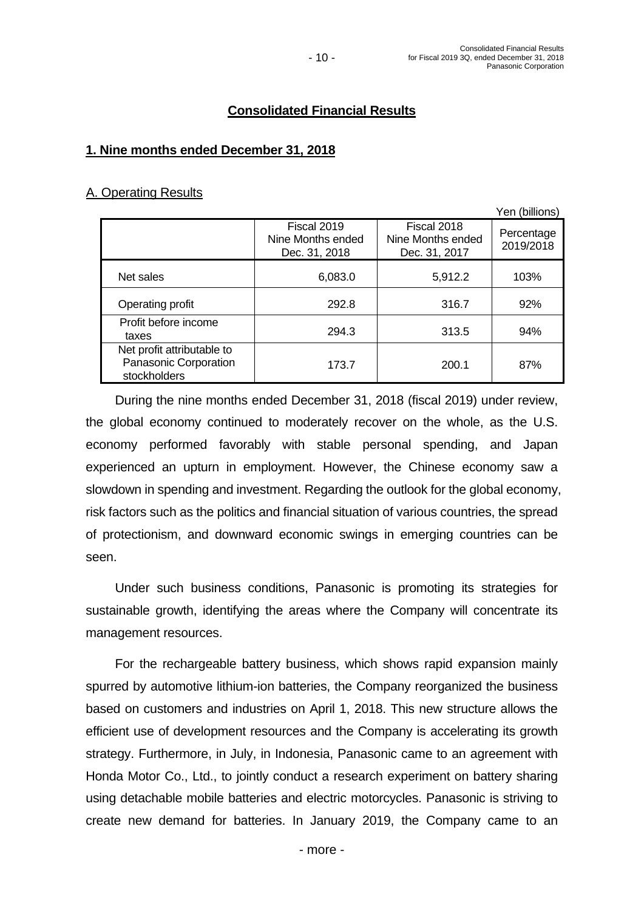## Consolidated Financial Results

### 1. Nine months ended December 31, 2018

A. Operating Results

Yen (billions)

| | Fiscal 2019 Nine Months ended Dec. 31, 2018 | Fiscal 2018 Nine Months ended Dec. 31, 2017 | Percentage 2019/2018 |
|---|---|---|---|
| Net sales | 6,083.0 | 5,912.2 | 103% |
| Operating profit | 292.8 | 316.7 | 92% |
| Profit before income taxes | 294.3 | 313.5 | 94% |
| Net profit attributable to Panasonic Corporation stockholders | 173.7 | 200.1 | 87% |

During the nine months ended December 31, 2018 (fiscal 2019) under review, the global economy continued to moderately recover on the whole, as the U.S. economy performed favorably with stable personal spending, and Japan experienced an upturn in employment. However, the Chinese economy saw a slowdown in spending and investment. Regarding the outlook for the global economy, risk factors such as the politics and financial situation of various countries, the spread of protectionism, and downward economic swings in emerging countries can be seen.

Under such business conditions, Panasonic is promoting its strategies for sustainable growth, identifying the areas where the Company will concentrate its management resources.

For the rechargeable battery business, which shows rapid expansion mainly spurred by automotive lithium-ion batteries, the Company reorganized the business based on customers and industries on April 1, 2018. This new structure allows the efficient use of development resources and the Company is accelerating its growth strategy. Furthermore, in July, in Indonesia, Panasonic came to an agreement with Honda Motor Co., Ltd., to jointly conduct a research experiment on battery sharing using detachable mobile batteries and electric motorcycles. Panasonic is striving to create new demand for batteries. In January 2019, the Company came to an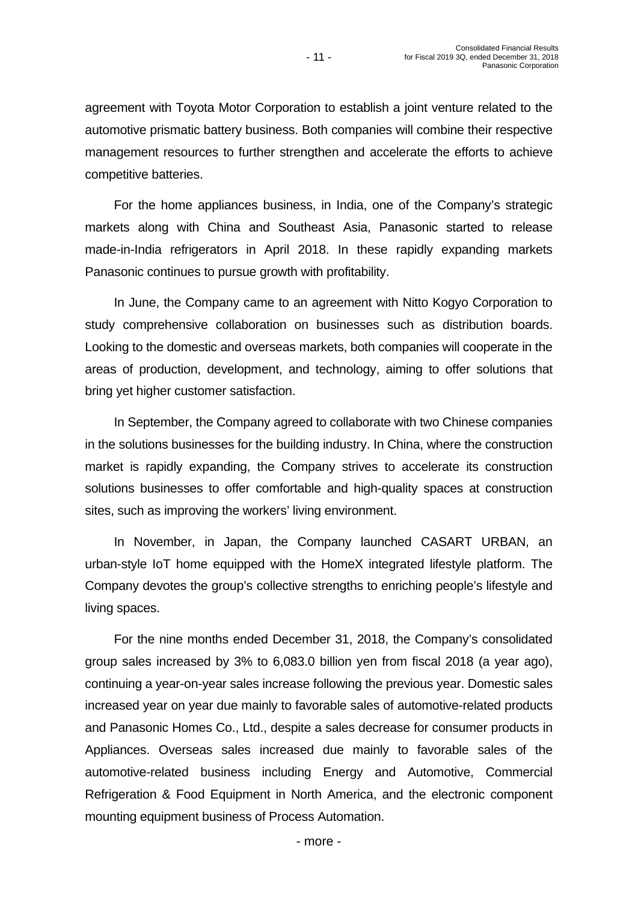agreement with Toyota Motor Corporation to establish a joint venture related to the automotive prismatic battery business. Both companies will combine their respective management resources to further strengthen and accelerate the efforts to achieve competitive batteries.

For the home appliances business, in India, one of the Company's strategic markets along with China and Southeast Asia, Panasonic started to release made-in-India refrigerators in April 2018. In these rapidly expanding markets Panasonic continues to pursue growth with profitability.

In June, the Company came to an agreement with Nitto Kogyo Corporation to study comprehensive collaboration on businesses such as distribution boards. Looking to the domestic and overseas markets, both companies will cooperate in the areas of production, development, and technology, aiming to offer solutions that bring yet higher customer satisfaction.

In September, the Company agreed to collaborate with two Chinese companies in the solutions businesses for the building industry. In China, where the construction market is rapidly expanding, the Company strives to accelerate its construction solutions businesses to offer comfortable and high-quality spaces at construction sites, such as improving the workers' living environment.

In November, in Japan, the Company launched CASART URBAN, an urban-style IoT home equipped with the HomeX integrated lifestyle platform. The Company devotes the group's collective strengths to enriching people's lifestyle and living spaces.

For the nine months ended December 31, 2018, the Company's consolidated group sales increased by 3% to 6,083.0 billion yen from fiscal 2018 (a year ago), continuing a year-on-year sales increase following the previous year. Domestic sales increased year on year due mainly to favorable sales of automotive-related products and Panasonic Homes Co., Ltd., despite a sales decrease for consumer products in Appliances. Overseas sales increased due mainly to favorable sales of the automotive-related business including Energy and Automotive, Commercial Refrigeration & Food Equipment in North America, and the electronic component mounting equipment business of Process Automation.

- more -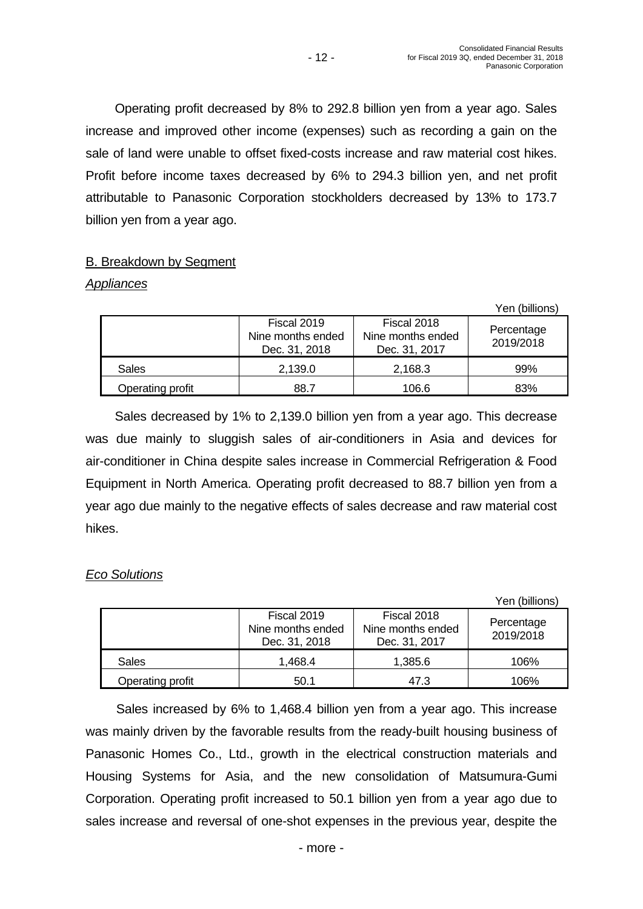Operating profit decreased by 8% to 292.8 billion yen from a year ago. Sales increase and improved other income (expenses) such as recording a gain on the sale of land were unable to offset fixed-costs increase and raw material cost hikes. Profit before income taxes decreased by 6% to 294.3 billion yen, and net profit attributable to Panasonic Corporation stockholders decreased by 13% to 173.7 billion yen from a year ago.

B. Breakdown by Segment

*Appliances*

Yen (billions)

| | Fiscal 2019 Nine months ended Dec. 31, 2018 | Fiscal 2018 Nine months ended Dec. 31, 2017 | Percentage 2019/2018 |
|---|---|---|---|
| Sales | 2,139.0 | 2,168.3 | 99% |
| Operating profit | 88.7 | 106.6 | 83% |

Sales decreased by 1% to 2,139.0 billion yen from a year ago. This decrease was due mainly to sluggish sales of air-conditioners in Asia and devices for air-conditioner in China despite sales increase in Commercial Refrigeration & Food Equipment in North America. Operating profit decreased to 88.7 billion yen from a year ago due mainly to the negative effects of sales decrease and raw material cost hikes.

*Eco Solutions*

Yen (billions)

| | Fiscal 2019 Nine months ended Dec. 31, 2018 | Fiscal 2018 Nine months ended Dec. 31, 2017 | Percentage 2019/2018 |
|---|---|---|---|
| Sales | 1,468.4 | 1,385.6 | 106% |
| Operating profit | 50.1 | 47.3 | 106% |

Sales increased by 6% to 1,468.4 billion yen from a year ago. This increase was mainly driven by the favorable results from the ready-built housing business of Panasonic Homes Co., Ltd., growth in the electrical construction materials and Housing Systems for Asia, and the new consolidation of Matsumura-Gumi Corporation. Operating profit increased to 50.1 billion yen from a year ago due to sales increase and reversal of one-shot expenses in the previous year, despite the

- more -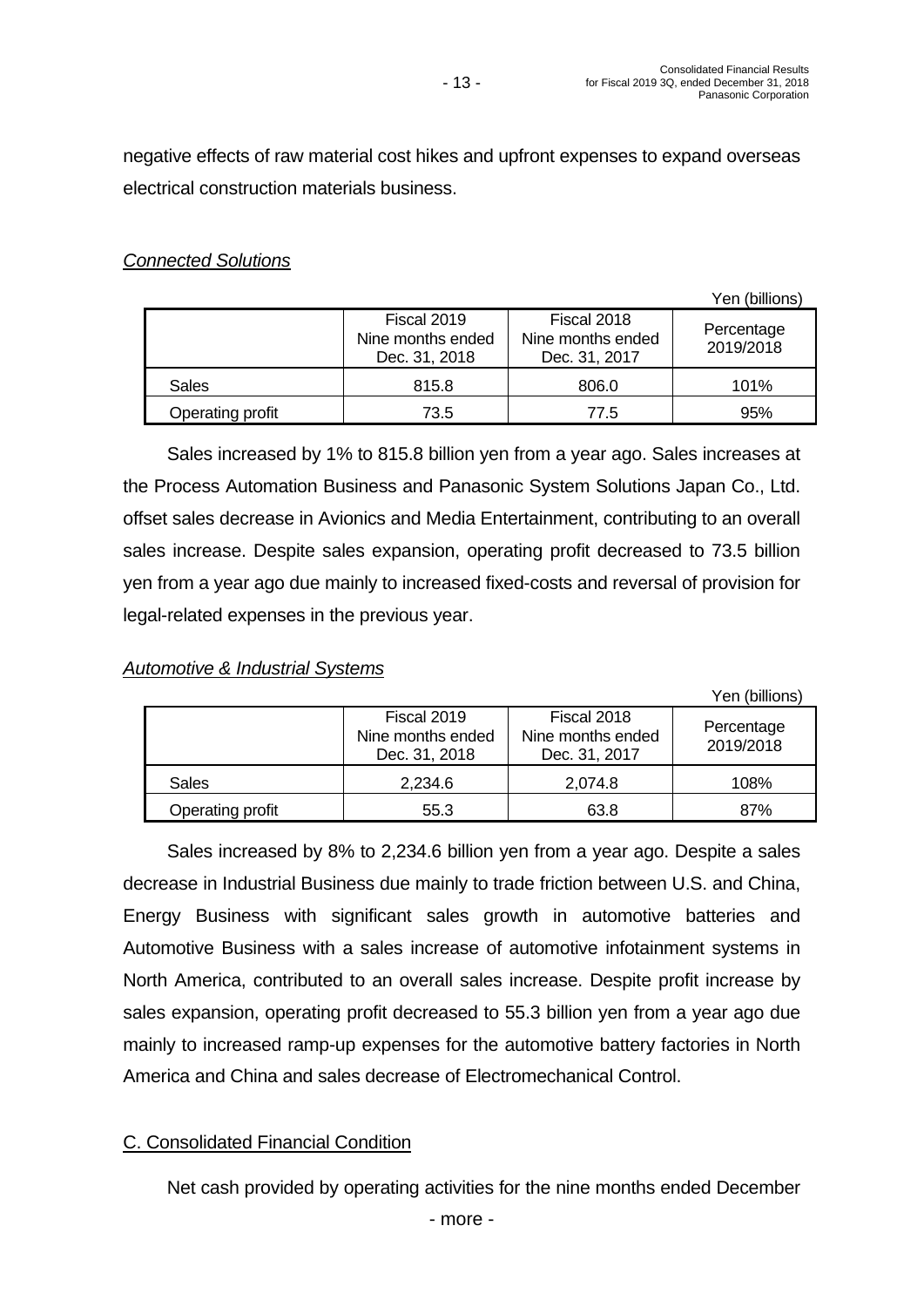negative effects of raw material cost hikes and upfront expenses to expand overseas electrical construction materials business.

*Connected Solutions*

Yen (billions)

| | Fiscal 2019 Nine months ended Dec. 31, 2018 | Fiscal 2018 Nine months ended Dec. 31, 2017 | Percentage 2019/2018 |
|---|---|---|---|
| Sales | 815.8 | 806.0 | 101% |
| Operating profit | 73.5 | 77.5 | 95% |

Sales increased by 1% to 815.8 billion yen from a year ago. Sales increases at the Process Automation Business and Panasonic System Solutions Japan Co., Ltd. offset sales decrease in Avionics and Media Entertainment, contributing to an overall sales increase. Despite sales expansion, operating profit decreased to 73.5 billion yen from a year ago due mainly to increased fixed-costs and reversal of provision for legal-related expenses in the previous year.

*Automotive & Industrial Systems*

Yen (billions)

| | Fiscal 2019 Nine months ended Dec. 31, 2018 | Fiscal 2018 Nine months ended Dec. 31, 2017 | Percentage 2019/2018 |
|---|---|---|---|
| Sales | 2,234.6 | 2,074.8 | 108% |
| Operating profit | 55.3 | 63.8 | 87% |

Sales increased by 8% to 2,234.6 billion yen from a year ago. Despite a sales decrease in Industrial Business due mainly to trade friction between U.S. and China, Energy Business with significant sales growth in automotive batteries and Automotive Business with a sales increase of automotive infotainment systems in North America, contributed to an overall sales increase. Despite profit increase by sales expansion, operating profit decreased to 55.3 billion yen from a year ago due mainly to increased ramp-up expenses for the automotive battery factories in North America and China and sales decrease of Electromechanical Control.

## C. Consolidated Financial Condition

Net cash provided by operating activities for the nine months ended December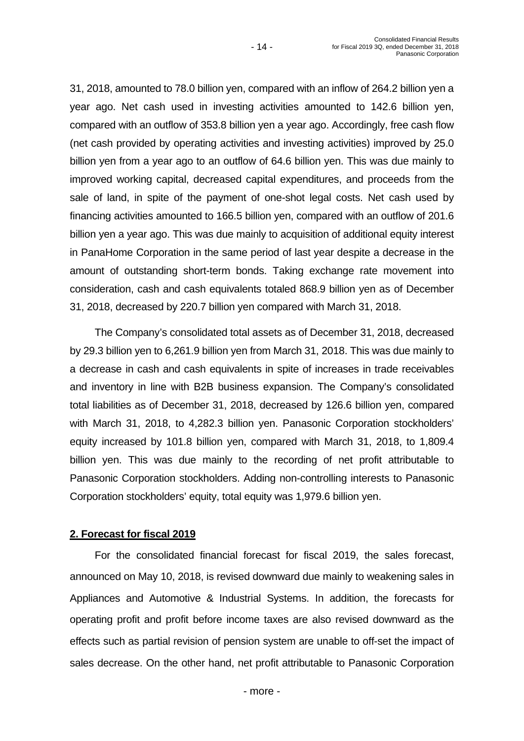31, 2018, amounted to 78.0 billion yen, compared with an inflow of 264.2 billion yen a year ago. Net cash used in investing activities amounted to 142.6 billion yen, compared with an outflow of 353.8 billion yen a year ago. Accordingly, free cash flow (net cash provided by operating activities and investing activities) improved by 25.0 billion yen from a year ago to an outflow of 64.6 billion yen. This was due mainly to improved working capital, decreased capital expenditures, and proceeds from the sale of land, in spite of the payment of one-shot legal costs. Net cash used by financing activities amounted to 166.5 billion yen, compared with an outflow of 201.6 billion yen a year ago. This was due mainly to acquisition of additional equity interest in PanaHome Corporation in the same period of last year despite a decrease in the amount of outstanding short-term bonds. Taking exchange rate movement into consideration, cash and cash equivalents totaled 868.9 billion yen as of December 31, 2018, decreased by 220.7 billion yen compared with March 31, 2018.

The Company's consolidated total assets as of December 31, 2018, decreased by 29.3 billion yen to 6,261.9 billion yen from March 31, 2018. This was due mainly to a decrease in cash and cash equivalents in spite of increases in trade receivables and inventory in line with B2B business expansion. The Company's consolidated total liabilities as of December 31, 2018, decreased by 126.6 billion yen, compared with March 31, 2018, to 4,282.3 billion yen. Panasonic Corporation stockholders' equity increased by 101.8 billion yen, compared with March 31, 2018, to 1,809.4 billion yen. This was due mainly to the recording of net profit attributable to Panasonic Corporation stockholders. Adding non-controlling interests to Panasonic Corporation stockholders' equity, total equity was 1,979.6 billion yen.

## 2. Forecast for fiscal 2019

For the consolidated financial forecast for fiscal 2019, the sales forecast, announced on May 10, 2018, is revised downward due mainly to weakening sales in Appliances and Automotive & Industrial Systems. In addition, the forecasts for operating profit and profit before income taxes are also revised downward as the effects such as partial revision of pension system are unable to off-set the impact of sales decrease. On the other hand, net profit attributable to Panasonic Corporation

- more -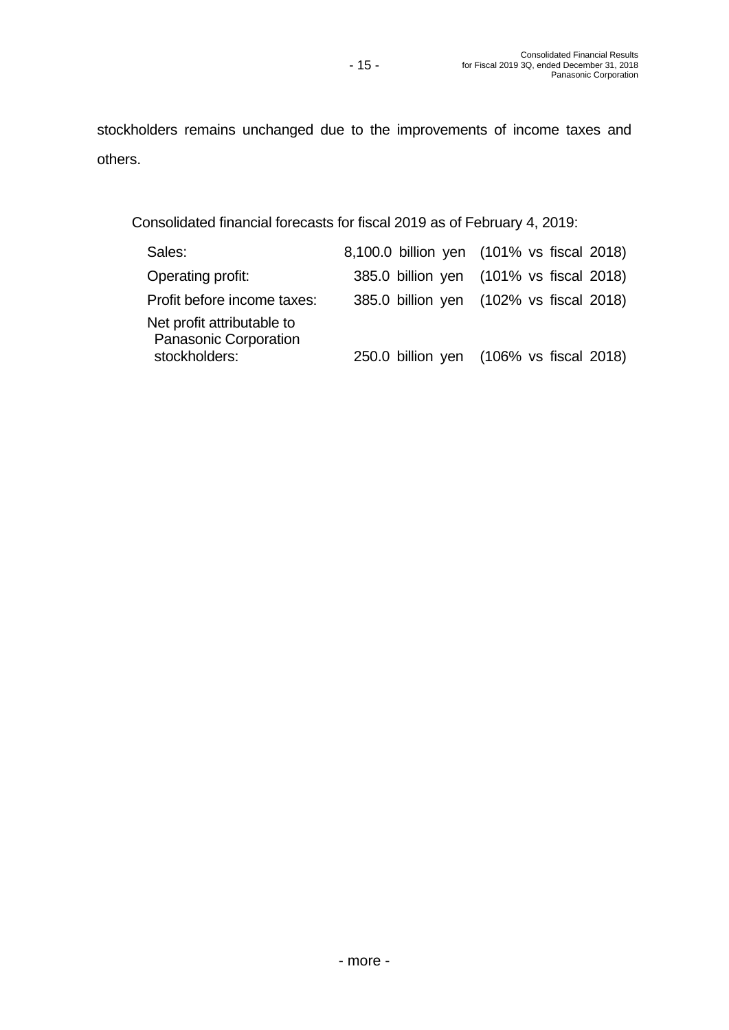stockholders remains unchanged due to the improvements of income taxes and others.

Consolidated financial forecasts for fiscal 2019 as of February 4, 2019:

| | | |
|---|---|---|
| Sales: | 8,100.0 billion yen | (101% vs fiscal 2018) |
| Operating profit: | 385.0 billion yen | (101% vs fiscal 2018) |
| Profit before income taxes: | 385.0 billion yen | (102% vs fiscal 2018) |
| Net profit attributable to Panasonic Corporation stockholders: | 250.0 billion yen | (106% vs fiscal 2018) |

- more -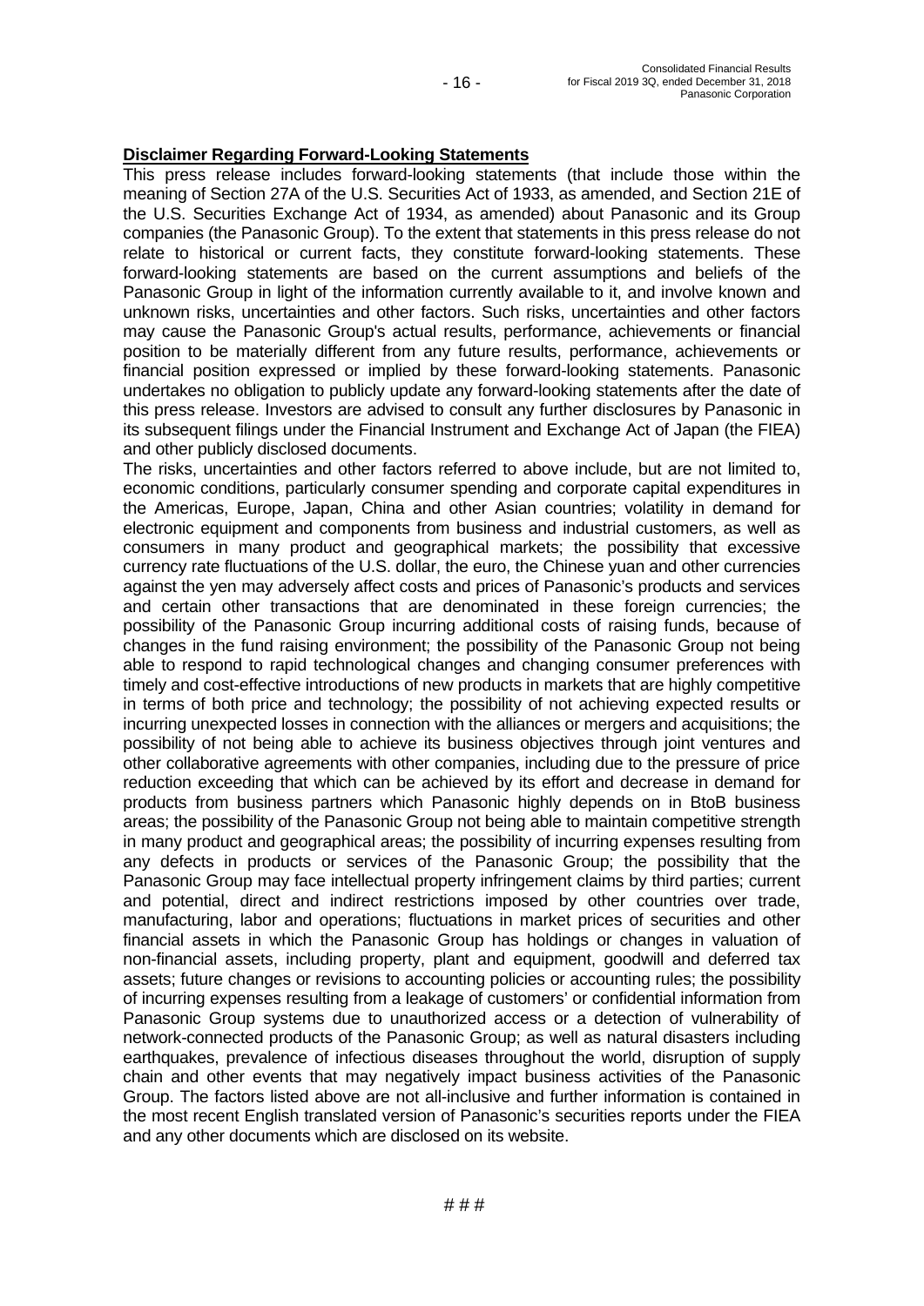**Disclaimer Regarding Forward-Looking Statements**

This press release includes forward-looking statements (that include those within the meaning of Section 27A of the U.S. Securities Act of 1933, as amended, and Section 21E of the U.S. Securities Exchange Act of 1934, as amended) about Panasonic and its Group companies (the Panasonic Group). To the extent that statements in this press release do not relate to historical or current facts, they constitute forward-looking statements. These forward-looking statements are based on the current assumptions and beliefs of the Panasonic Group in light of the information currently available to it, and involve known and unknown risks, uncertainties and other factors. Such risks, uncertainties and other factors may cause the Panasonic Group's actual results, performance, achievements or financial position to be materially different from any future results, performance, achievements or financial position expressed or implied by these forward-looking statements. Panasonic undertakes no obligation to publicly update any forward-looking statements after the date of this press release. Investors are advised to consult any further disclosures by Panasonic in its subsequent filings under the Financial Instrument and Exchange Act of Japan (the FIEA) and other publicly disclosed documents.

The risks, uncertainties and other factors referred to above include, but are not limited to, economic conditions, particularly consumer spending and corporate capital expenditures in the Americas, Europe, Japan, China and other Asian countries; volatility in demand for electronic equipment and components from business and industrial customers, as well as consumers in many product and geographical markets; the possibility that excessive currency rate fluctuations of the U.S. dollar, the euro, the Chinese yuan and other currencies against the yen may adversely affect costs and prices of Panasonic's products and services and certain other transactions that are denominated in these foreign currencies; the possibility of the Panasonic Group incurring additional costs of raising funds, because of changes in the fund raising environment; the possibility of the Panasonic Group not being able to respond to rapid technological changes and changing consumer preferences with timely and cost-effective introductions of new products in markets that are highly competitive in terms of both price and technology; the possibility of not achieving expected results or incurring unexpected losses in connection with the alliances or mergers and acquisitions; the possibility of not being able to achieve its business objectives through joint ventures and other collaborative agreements with other companies, including due to the pressure of price reduction exceeding that which can be achieved by its effort and decrease in demand for products from business partners which Panasonic highly depends on in BtoB business areas; the possibility of the Panasonic Group not being able to maintain competitive strength in many product and geographical areas; the possibility of incurring expenses resulting from any defects in products or services of the Panasonic Group; the possibility that the Panasonic Group may face intellectual property infringement claims by third parties; current and potential, direct and indirect restrictions imposed by other countries over trade, manufacturing, labor and operations; fluctuations in market prices of securities and other financial assets in which the Panasonic Group has holdings or changes in valuation of non-financial assets, including property, plant and equipment, goodwill and deferred tax assets; future changes or revisions to accounting policies or accounting rules; the possibility of incurring expenses resulting from a leakage of customers' or confidential information from Panasonic Group systems due to unauthorized access or a detection of vulnerability of network-connected products of the Panasonic Group; as well as natural disasters including earthquakes, prevalence of infectious diseases throughout the world, disruption of supply chain and other events that may negatively impact business activities of the Panasonic Group. The factors listed above are not all-inclusive and further information is contained in the most recent English translated version of Panasonic's securities reports under the FIEA and any other documents which are disclosed on its website.

# # #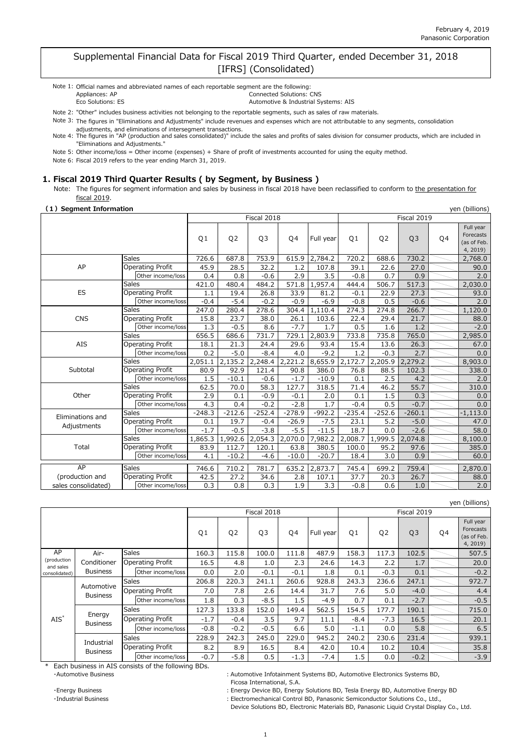February 4, 2019
Panasonic Corporation

# Supplemental Financial Data for Fiscal 2019 Third Quarter, ended December 31, 2018 [IFRS] (Consolidated)

Note 1: Official names and abbreviated names of each reportable segment are the following:
Appliances: AP — Connected Solutions: CNS
Eco Solutions: ES — Automotive & Industrial Systems: AIS

Note 2: "Other" includes business activities not belonging to the reportable segments, such as sales of raw materials.

Note 3: The figures in "Eliminations and Adjustments" include revenues and expenses which are not attributable to any segments, consolidation adjustments, and eliminations of intersegment transactions.

Note 4: The figures in "AP (production and sales consolidated)" include the sales and profits of sales division for consumer products, which are included in "Eliminations and Adjustments."

Note 5: Other income/loss = Other income (expenses) + Share of profit of investments accounted for using the equity method.

Note 6: Fiscal 2019 refers to the year ending March 31, 2019.

## 1. Fiscal 2019 Third Quarter Results ( by Segment, by Business )

Note: The figures for segment information and sales by business in fiscal 2018 have been reclassified to conform to the presentation for fiscal 2019.

### (1) Segment Information

yen (billions)

| | | Fiscal 2018 | | | | | Fiscal 2019 | | | | |
|---|---|---|---|---|---|---|---|---|---|---|---|
| | | Q1 | Q2 | Q3 | Q4 | Full year | Q1 | Q2 | Q3 | Q4 | Full year Forecasts (as of Feb. 4, 2019) |
| AP | Sales | 726.6 | 687.8 | 753.9 | 615.9 | 2,784.2 | 720.2 | 688.6 | 730.2 | | 2,768.0 |
| | Operating Profit | 45.9 | 28.5 | 32.2 | 1.2 | 107.8 | 39.1 | 22.6 | 27.0 | | 90.0 |
| | Other income/loss | 0.4 | 0.8 | -0.6 | 2.9 | 3.5 | -0.8 | 0.7 | 0.9 | | 2.0 |
| ES | Sales | 421.0 | 480.4 | 484.2 | 571.8 | 1,957.4 | 444.4 | 506.7 | 517.3 | | 2,030.0 |
| | Operating Profit | 1.1 | 19.4 | 26.8 | 33.9 | 81.2 | -0.1 | 22.9 | 27.3 | | 93.0 |
| | Other income/loss | -0.4 | -5.4 | -0.2 | -0.9 | -6.9 | -0.8 | 0.5 | -0.6 | | 2.0 |
| CNS | Sales | 247.0 | 280.4 | 278.6 | 304.4 | 1,110.4 | 274.3 | 274.8 | 266.7 | | 1,120.0 |
| | Operating Profit | 15.8 | 23.7 | 38.0 | 26.1 | 103.6 | 22.4 | 29.4 | 21.7 | | 88.0 |
| | Other income/loss | 1.3 | -0.5 | 8.6 | -7.7 | 1.7 | 0.5 | 1.6 | 1.2 | | -2.0 |
| AIS | Sales | 656.5 | 686.6 | 731.7 | 729.1 | 2,803.9 | 733.8 | 735.8 | 765.0 | | 2,985.0 |
| | Operating Profit | 18.1 | 21.3 | 24.4 | 29.6 | 93.4 | 15.4 | 13.6 | 26.3 | | 67.0 |
| | Other income/loss | 0.2 | -5.0 | -8.4 | 4.0 | -9.2 | 1.2 | -0.3 | 2.7 | | 0.0 |
| Subtotal | Sales | 2,051.1 | 2,135.2 | 2,248.4 | 2,221.2 | 8,655.9 | 2,172.7 | 2,205.9 | 2,279.2 | | 8,903.0 |
| | Operating Profit | 80.9 | 92.9 | 121.4 | 90.8 | 386.0 | 76.8 | 88.5 | 102.3 | | 338.0 |
| | Other income/loss | 1.5 | -10.1 | -0.6 | -1.7 | -10.9 | 0.1 | 2.5 | 4.2 | | 2.0 |
| Other | Sales | 62.5 | 70.0 | 58.3 | 127.7 | 318.5 | 71.4 | 46.2 | 55.7 | | 310.0 |
| | Operating Profit | 2.9 | 0.1 | -0.9 | -0.1 | 2.0 | 0.1 | 1.5 | 0.3 | | 0.0 |
| | Other income/loss | 4.3 | 0.4 | -0.2 | -2.8 | 1.7 | -0.4 | 0.5 | -0.7 | | 0.0 |
| Eliminations and Adjustments | Sales | -248.3 | -212.6 | -252.4 | -278.9 | -992.2 | -235.4 | -252.6 | -260.1 | | -1,113.0 |
| | Operating Profit | 0.1 | 19.7 | -0.4 | -26.9 | -7.5 | 23.1 | 5.2 | -5.0 | | 47.0 |
| | Other income/loss | -1.7 | -0.5 | -3.8 | -5.5 | -11.5 | 18.7 | 0.0 | -2.6 | | 58.0 |
| Total | Sales | 1,865.3 | 1,992.6 | 2,054.3 | 2,070.0 | 7,982.2 | 2,008.7 | 1,999.5 | 2,074.8 | | 8,100.0 |
| | Operating Profit | 83.9 | 112.7 | 120.1 | 63.8 | 380.5 | 100.0 | 95.2 | 97.6 | | 385.0 |
| | Other income/loss | 4.1 | -10.2 | -4.6 | -10.0 | -20.7 | 18.4 | 3.0 | 0.9 | | 60.0 |
| AP (production and sales consolidated) | Sales | 746.6 | 710.2 | 781.7 | 635.2 | 2,873.7 | 745.4 | 699.2 | 759.4 | | 2,870.0 |
| | Operating Profit | 42.5 | 27.2 | 34.6 | 2.8 | 107.1 | 37.7 | 20.3 | 26.7 | | 88.0 |
| | Other income/loss | 0.3 | 0.8 | 0.3 | 1.9 | 3.3 | -0.8 | 0.6 | 1.0 | | 2.0 |

yen (billions)

| | | | Fiscal 2018 | | | | | Fiscal 2019 | | | | |
|---|---|---|---|---|---|---|---|---|---|---|---|---|
| | | | Q1 | Q2 | Q3 | Q4 | Full year | Q1 | Q2 | Q3 | Q4 | Full year Forecasts (as of Feb. 4, 2019) |
| AP (production and sales consolidated) | Air-Conditioner Business | Sales | 160.3 | 115.8 | 100.0 | 111.8 | 487.9 | 158.3 | 117.3 | 102.5 | | 507.5 |
| | | Operating Profit | 16.5 | 4.8 | 1.0 | 2.3 | 24.6 | 14.3 | 2.2 | 1.7 | | 20.0 |
| | | Other income/loss | 0.0 | 2.0 | -0.1 | -0.1 | 1.8 | 0.1 | -0.3 | 0.1 | | -0.2 |
| AIS* | Automotive Business | Sales | 206.8 | 220.3 | 241.1 | 260.6 | 928.8 | 243.3 | 236.6 | 247.1 | | 972.7 |
| | | Operating Profit | 7.0 | 7.8 | 2.6 | 14.4 | 31.7 | 7.6 | 5.0 | -4.0 | | 4.4 |
| | | Other income/loss | 1.8 | 0.3 | -8.5 | 1.5 | -4.9 | 0.7 | 0.1 | -2.7 | | -0.5 |
| | Energy Business | Sales | 127.3 | 133.8 | 152.0 | 149.4 | 562.5 | 154.5 | 177.7 | 190.1 | | 715.0 |
| | | Operating Profit | -1.7 | -0.4 | 3.5 | 9.7 | 11.1 | -8.4 | -7.3 | 16.5 | | 20.1 |
| | | Other income/loss | -0.8 | -0.2 | -0.5 | 6.6 | 5.0 | -1.1 | 0.0 | 5.8 | | 6.5 |
| | Industrial Business | Sales | 228.9 | 242.3 | 245.0 | 229.0 | 945.2 | 240.2 | 230.6 | 231.4 | | 939.1 |
| | | Operating Profit | 8.2 | 8.9 | 16.5 | 8.4 | 42.0 | 10.4 | 10.2 | 10.4 | | 35.8 |
| | | Other income/loss | -0.7 | -5.8 | 0.5 | -1.3 | -7.4 | 1.5 | 0.0 | -0.2 | | -3.9 |

\* Each business in AIS consists of the following BDs.

- ・Automotive Business : Automotive Infotainment Systems BD, Automotive Electronics Systems BD, Ficosa International, S.A.
- ・Energy Business : Energy Device BD, Energy Solutions BD, Tesla Energy BD, Automotive Energy BD
- ・Industrial Business : Electromechanical Control BD, Panasonic Semiconductor Solutions Co., Ltd., Device Solutions BD, Electronic Materials BD, Panasonic Liquid Crystal Display Co., Ltd.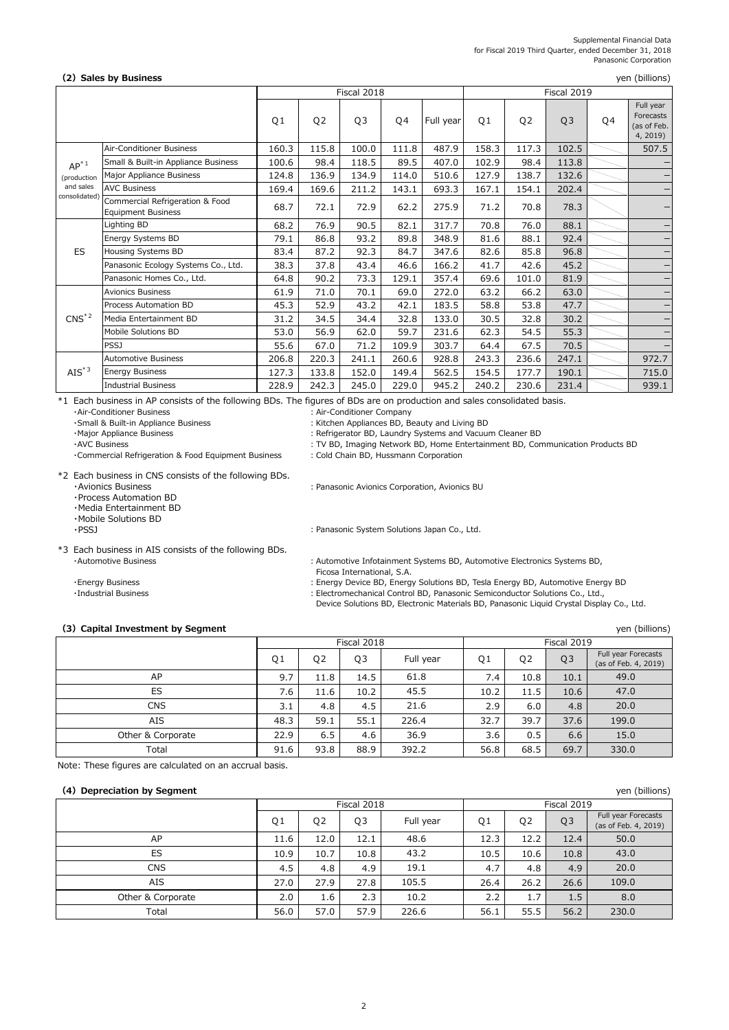Supplemental Financial Data
for Fiscal 2019 Third Quarter, ended December 31, 2018
Panasonic Corporation

### (2) Sales by Business

yen (billions)

| | | Fiscal 2018 | | | | | Fiscal 2019 | | | | |
|---|---|---|---|---|---|---|---|---|---|---|---|
| | | Q1 | Q2 | Q3 | Q4 | Full year | Q1 | Q2 | Q3 | Q4 | Full year Forecasts (as of Feb. 4, 2019) |
| AP[*1] (production and sales consolidated) | Air-Conditioner Business | 160.3 | 115.8 | 100.0 | 111.8 | 487.9 | 158.3 | 117.3 | 102.5 | | 507.5 |
| | Small & Built-in Appliance Business | 100.6 | 98.4 | 118.5 | 89.5 | 407.0 | 102.9 | 98.4 | 113.8 | | – |
| | Major Appliance Business | 124.8 | 136.9 | 134.9 | 114.0 | 510.6 | 127.9 | 138.7 | 132.6 | | – |
| | AVC Business | 169.4 | 169.6 | 211.2 | 143.1 | 693.3 | 167.1 | 154.1 | 202.4 | | – |
| | Commercial Refrigeration & Food Equipment Business | 68.7 | 72.1 | 72.9 | 62.2 | 275.9 | 71.2 | 70.8 | 78.3 | | – |
| ES | Lighting BD | 68.2 | 76.9 | 90.5 | 82.1 | 317.7 | 70.8 | 76.0 | 88.1 | | – |
| | Energy Systems BD | 79.1 | 86.8 | 93.2 | 89.8 | 348.9 | 81.6 | 88.1 | 92.4 | | – |
| | Housing Systems BD | 83.4 | 87.2 | 92.3 | 84.7 | 347.6 | 82.6 | 85.8 | 96.8 | | – |
| | Panasonic Ecology Systems Co., Ltd. | 38.3 | 37.8 | 43.4 | 46.6 | 166.2 | 41.7 | 42.6 | 45.2 | | – |
| | Panasonic Homes Co., Ltd. | 64.8 | 90.2 | 73.3 | 129.1 | 357.4 | 69.6 | 101.0 | 81.9 | | – |
| CNS[*2] | Avionics Business | 61.9 | 71.0 | 70.1 | 69.0 | 272.0 | 63.2 | 66.2 | 63.0 | | – |
| | Process Automation BD | 45.3 | 52.9 | 43.2 | 42.1 | 183.5 | 58.8 | 53.8 | 47.7 | | – |
| | Media Entertainment BD | 31.2 | 34.5 | 34.4 | 32.8 | 133.0 | 30.5 | 32.8 | 30.2 | | – |
| | Mobile Solutions BD | 53.0 | 56.9 | 62.0 | 59.7 | 231.6 | 62.3 | 54.5 | 55.3 | | – |
| | PSSJ | 55.6 | 67.0 | 71.2 | 109.9 | 303.7 | 64.4 | 67.5 | 70.5 | | – |
| AIS[*3] | Automotive Business | 206.8 | 220.3 | 241.1 | 260.6 | 928.8 | 243.3 | 236.6 | 247.1 | | 972.7 |
| | Energy Business | 127.3 | 133.8 | 152.0 | 149.4 | 562.5 | 154.5 | 177.7 | 190.1 | | 715.0 |
| | Industrial Business | 228.9 | 242.3 | 245.0 | 229.0 | 945.2 | 240.2 | 230.6 | 231.4 | | 939.1 |

*1 Each business in AP consists of the following BDs. The figures of BDs are on production and sales consolidated basis.
- ・Air-Conditioner Business : Air-Conditioner Company
- ・Small & Built-in Appliance Business : Kitchen Appliances BD, Beauty and Living BD
- ・Major Appliance Business : Refrigerator BD, Laundry Systems and Vacuum Cleaner BD
- ・AVC Business : TV BD, Imaging Network BD, Home Entertainment BD, Communication Products BD
- ・Commercial Refrigeration & Food Equipment Business : Cold Chain BD, Hussmann Corporation

*2 Each business in CNS consists of the following BDs.
- ・Avionics Business : Panasonic Avionics Corporation, Avionics BU
- ・Process Automation BD
- ・Media Entertainment BD
- ・Mobile Solutions BD
- ・PSSJ : Panasonic System Solutions Japan Co., Ltd.

*3 Each business in AIS consists of the following BDs.
- ・Automotive Business : Automotive Infotainment Systems BD, Automotive Electronics Systems BD, Ficosa International, S.A.
- ・Energy Business : Energy Device BD, Energy Solutions BD, Tesla Energy BD, Automotive Energy BD
- ・Industrial Business : Electromechanical Control BD, Panasonic Semiconductor Solutions Co., Ltd., Device Solutions BD, Electronic Materials BD, Panasonic Liquid Crystal Display Co., Ltd.

### (3) Capital Investment by Segment

yen (billions)

| | Fiscal 2018 | | | | Fiscal 2019 | | | |
|---|---|---|---|---|---|---|---|---|
| | Q1 | Q2 | Q3 | Full year | Q1 | Q2 | Q3 | Full year Forecasts (as of Feb. 4, 2019) |
| AP | 9.7 | 11.8 | 14.5 | 61.8 | 7.4 | 10.8 | 10.1 | 49.0 |
| ES | 7.6 | 11.6 | 10.2 | 45.5 | 10.2 | 11.5 | 10.6 | 47.0 |
| CNS | 3.1 | 4.8 | 4.5 | 21.6 | 2.9 | 6.0 | 4.8 | 20.0 |
| AIS | 48.3 | 59.1 | 55.1 | 226.4 | 32.7 | 39.7 | 37.6 | 199.0 |
| Other & Corporate | 22.9 | 6.5 | 4.6 | 36.9 | 3.6 | 0.5 | 6.6 | 15.0 |
| Total | 91.6 | 93.8 | 88.9 | 392.2 | 56.8 | 68.5 | 69.7 | 330.0 |

Note: These figures are calculated on an accrual basis.

### (4) Depreciation by Segment

yen (billions)

| | Fiscal 2018 | | | | Fiscal 2019 | | | |
|---|---|---|---|---|---|---|---|---|
| | Q1 | Q2 | Q3 | Full year | Q1 | Q2 | Q3 | Full year Forecasts (as of Feb. 4, 2019) |
| AP | 11.6 | 12.0 | 12.1 | 48.6 | 12.3 | 12.2 | 12.4 | 50.0 |
| ES | 10.9 | 10.7 | 10.8 | 43.2 | 10.5 | 10.6 | 10.8 | 43.0 |
| CNS | 4.5 | 4.8 | 4.9 | 19.1 | 4.7 | 4.8 | 4.9 | 20.0 |
| AIS | 27.0 | 27.9 | 27.8 | 105.5 | 26.4 | 26.2 | 26.6 | 109.0 |
| Other & Corporate | 2.0 | 1.6 | 2.3 | 10.2 | 2.2 | 1.7 | 1.5 | 8.0 |
| Total | 56.0 | 57.0 | 57.9 | 226.6 | 56.1 | 55.5 | 56.2 | 230.0 |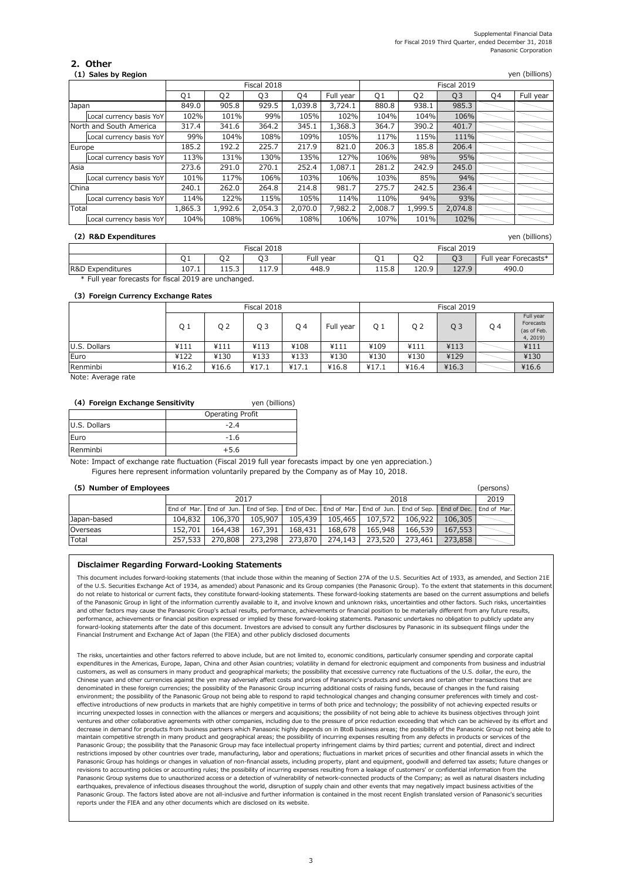Supplemental Financial Data
for Fiscal 2019 Third Quarter, ended December 31, 2018
Panasonic Corporation

## 2. Other

### (1) Sales by Region

yen (billions)

| | Fiscal 2018 | | | | | Fiscal 2019 | | | | |
|---|---|---|---|---|---|---|---|---|---|---|
| | Q1 | Q2 | Q3 | Q4 | Full year | Q1 | Q2 | Q3 | Q4 | Full year |
| Japan | 849.0 | 905.8 | 929.5 | 1,039.8 | 3,724.1 | 880.8 | 938.1 | 985.3 | | |
| Local currency basis YoY | 102% | 101% | 99% | 105% | 102% | 104% | 104% | 106% | | |
| North and South America | 317.4 | 341.6 | 364.2 | 345.1 | 1,368.3 | 364.7 | 390.2 | 401.7 | | |
| Local currency basis YoY | 99% | 104% | 108% | 109% | 105% | 117% | 115% | 111% | | |
| Europe | 185.2 | 192.2 | 225.7 | 217.9 | 821.0 | 206.3 | 185.8 | 206.4 | | |
| Local currency basis YoY | 113% | 131% | 130% | 135% | 127% | 106% | 98% | 95% | | |
| Asia | 273.6 | 291.0 | 270.1 | 252.4 | 1,087.1 | 281.2 | 242.9 | 245.0 | | |
| Local currency basis YoY | 101% | 117% | 106% | 103% | 106% | 103% | 85% | 94% | | |
| China | 240.1 | 262.0 | 264.8 | 214.8 | 981.7 | 275.7 | 242.5 | 236.4 | | |
| Local currency basis YoY | 114% | 122% | 115% | 105% | 114% | 110% | 94% | 93% | | |
| Total | 1,865.3 | 1,992.6 | 2,054.3 | 2,070.0 | 7,982.2 | 2,008.7 | 1,999.5 | 2,074.8 | | |
| Local currency basis YoY | 104% | 108% | 106% | 108% | 106% | 107% | 101% | 102% | | |

### (2) R&D Expenditures

yen (billions)

| | Fiscal 2018 | | | | Fiscal 2019 | | | |
|---|---|---|---|---|---|---|---|---|
| | Q1 | Q2 | Q3 | Full year | Q1 | Q2 | Q3 | Full year Forecasts* |
| R&D Expenditures | 107.1 | 115.3 | 117.9 | 448.9 | 115.8 | 120.9 | 127.9 | 490.0 |

\* Full year forecasts for fiscal 2019 are unchanged.

### (3) Foreign Currency Exchange Rates

| | Fiscal 2018 | | | | | Fiscal 2019 | | | | |
|---|---|---|---|---|---|---|---|---|---|---|
| | Q 1 | Q 2 | Q 3 | Q 4 | Full year | Q 1 | Q 2 | Q 3 | Q 4 | Full year Forecasts (as of Feb. 4, 2019) |
| U.S. Dollars | ¥111 | ¥111 | ¥113 | ¥108 | ¥111 | ¥109 | ¥111 | ¥113 | | ¥111 |
| Euro | ¥122 | ¥130 | ¥133 | ¥133 | ¥130 | ¥130 | ¥130 | ¥129 | | ¥130 |
| Renminbi | ¥16.2 | ¥16.6 | ¥17.1 | ¥17.1 | ¥16.8 | ¥17.1 | ¥16.4 | ¥16.3 | | ¥16.6 |

Note: Average rate

### (4) Foreign Exchange Sensitivity

yen (billions)

| | Operating Profit |
|---|---|
| U.S. Dollars | -2.4 |
| Euro | -1.6 |
| Renminbi | +5.6 |

Note: Impact of exchange rate fluctuation (Fiscal 2019 full year forecasts impact by one yen appreciation.)
Figures here represent information voluntarily prepared by the Company as of May 10, 2018.

### (5) Number of Employees

(persons)

| | 2017 | | | | 2018 | | | | 2019 |
|---|---|---|---|---|---|---|---|---|---|
| | End of Mar. | End of Jun. | End of Sep. | End of Dec. | End of Mar. | End of Jun. | End of Sep. | End of Dec. | End of Mar. |
| Japan-based | 104,832 | 106,370 | 105,907 | 105,439 | 105,465 | 107,572 | 106,922 | 106,305 | |
| Overseas | 152,701 | 164,438 | 167,391 | 168,431 | 168,678 | 165,948 | 166,539 | 167,553 | |
| Total | 257,533 | 270,808 | 273,298 | 273,870 | 274,143 | 273,520 | 273,461 | 273,858 | |

**Disclaimer Regarding Forward-Looking Statements**

This document includes forward-looking statements (that include those within the meaning of Section 27A of the U.S. Securities Act of 1933, as amended, and Section 21E of the U.S. Securities Exchange Act of 1934, as amended) about Panasonic and its Group companies (the Panasonic Group). To the extent that statements in this document do not relate to historical or current facts, they constitute forward-looking statements. These forward-looking statements are based on the current assumptions and beliefs of the Panasonic Group in light of the information currently available to it, and involve known and unknown risks, uncertainties and other factors. Such risks, uncertainties and other factors may cause the Panasonic Group's actual results, performance, achievements or financial position to be materially different from any future results, performance, achievements or financial position expressed or implied by these forward-looking statements. Panasonic undertakes no obligation to publicly update any forward-looking statements after the date of this document. Investors are advised to consult any further disclosures by Panasonic in its subsequent filings under the Financial Instrument and Exchange Act of Japan (the FIEA) and other publicly disclosed documents

The risks, uncertainties and other factors referred to above include, but are not limited to, economic conditions, particularly consumer spending and corporate capital expenditures in the Americas, Europe, Japan, China and other Asian countries; volatility in demand for electronic equipment and components from business and industrial customers, as well as consumers in many product and geographical markets; the possibility that excessive currency rate fluctuations of the U.S. dollar, the euro, the Chinese yuan and other currencies against the yen may adversely affect costs and prices of Panasonic's products and services and certain other transactions that are denominated in these foreign currencies; the possibility of the Panasonic Group incurring additional costs of raising funds, because of changes in the fund raising environment; the possibility of the Panasonic Group not being able to respond to rapid technological changes and changing consumer preferences with timely and cost-effective introductions of new products in markets that are highly competitive in terms of both price and technology; the possibility of not achieving expected results or incurring unexpected losses in connection with the alliances or mergers and acquisitions; the possibility of not being able to achieve its business objectives through joint ventures and other collaborative agreements with other companies, including due to the pressure of price reduction exceeding that which can be achieved by its effort and decrease in demand for products from business partners which Panasonic highly depends on in BtoB business areas; the possibility of the Panasonic Group not being able to maintain competitive strength in many product and geographical areas; the possibility of incurring expenses resulting from any defects in products or services of the Panasonic Group; the possibility that the Panasonic Group may face intellectual property infringement claims by third parties; current and potential, direct and indirect restrictions imposed by other countries over trade, manufacturing, labor and operations; fluctuations in market prices of securities and other financial assets in which the Panasonic Group has holdings or changes in valuation of non-financial assets, including property, plant and equipment, goodwill and deferred tax assets; future changes or revisions to accounting policies or accounting rules; the possibility of incurring expenses resulting from a leakage of customers' or confidential information from the Panasonic Group systems due to unauthorized access or a detection of vulnerability of network-connected products of the Company; as well as natural disasters including earthquakes, prevalence of infectious diseases throughout the world, disruption of supply chain and other events that may negatively impact business activities of the Panasonic Group. The factors listed above are not all-inclusive and further information is contained in the most recent English translated version of Panasonic's securities reports under the FIEA and any other documents which are disclosed on its website.